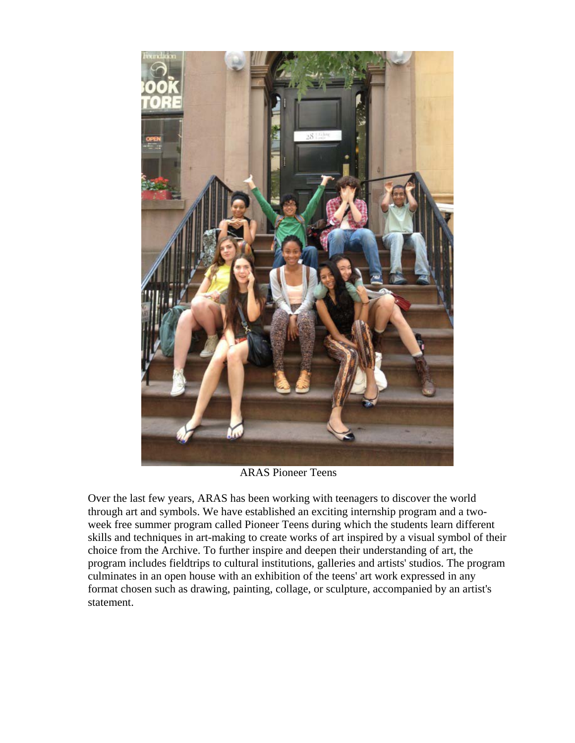ARAS Pioneer Teens

Over the last few years, ARAS has been working with teenagers to discover the world through art and symbols. We have established an exciting internship program and a two-week free summer program called Pioneer Teens during which the students learn different skills and techniques in art-making to create works of art inspired by a visual symbol of their choice from the Archive. To further inspire and deepen their understanding of art, the program includes fieldtrips to cultural institutions, galleries and artists' studios. The program culminates in an open house with an exhibition of the teens' art work expressed in any format chosen such as drawing, painting, collage, or sculpture, accompanied by an artist's statement.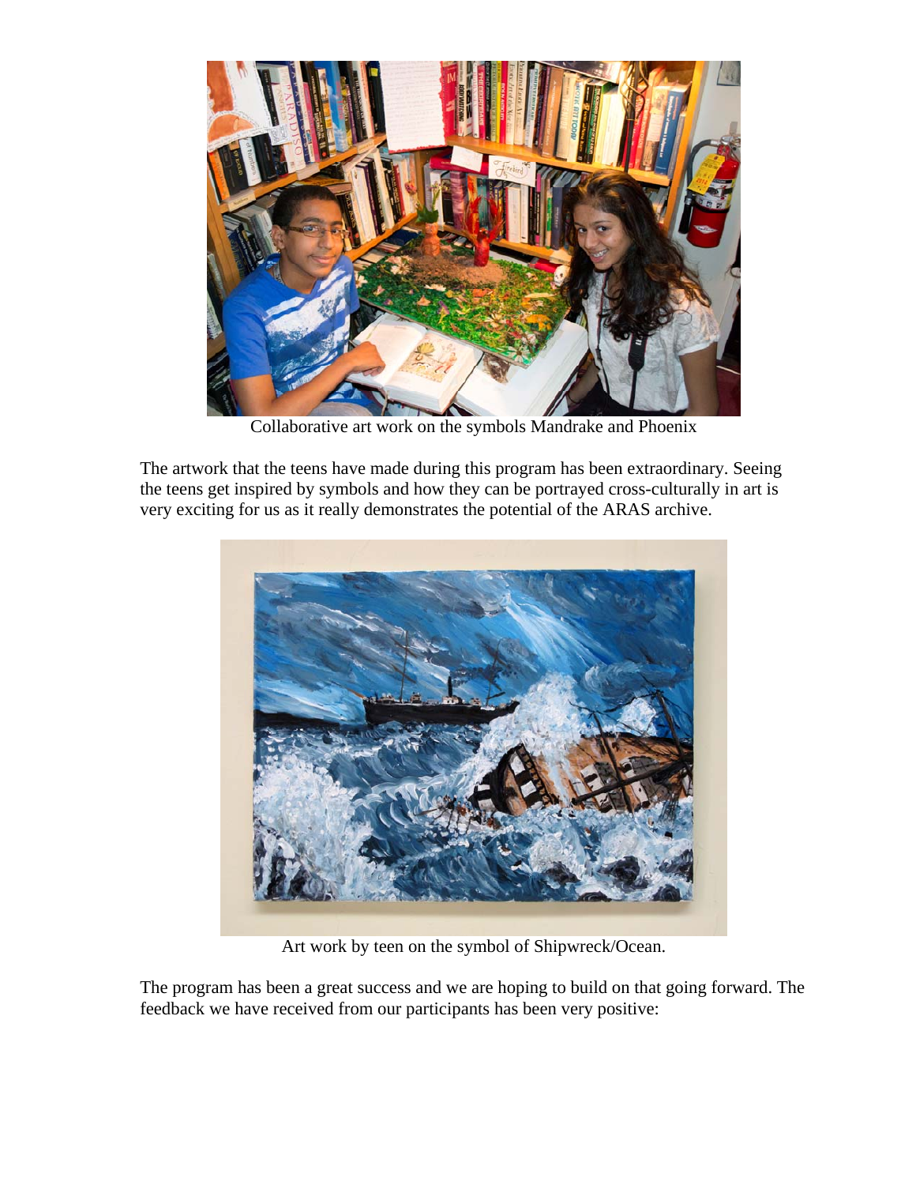Collaborative art work on the symbols Mandrake and Phoenix

The artwork that the teens have made during this program has been extraordinary. Seeing the teens get inspired by symbols and how they can be portrayed cross-culturally in art is very exciting for us as it really demonstrates the potential of the ARAS archive.

Art work by teen on the symbol of Shipwreck/Ocean.

The program has been a great success and we are hoping to build on that going forward. The feedback we have received from our participants has been very positive: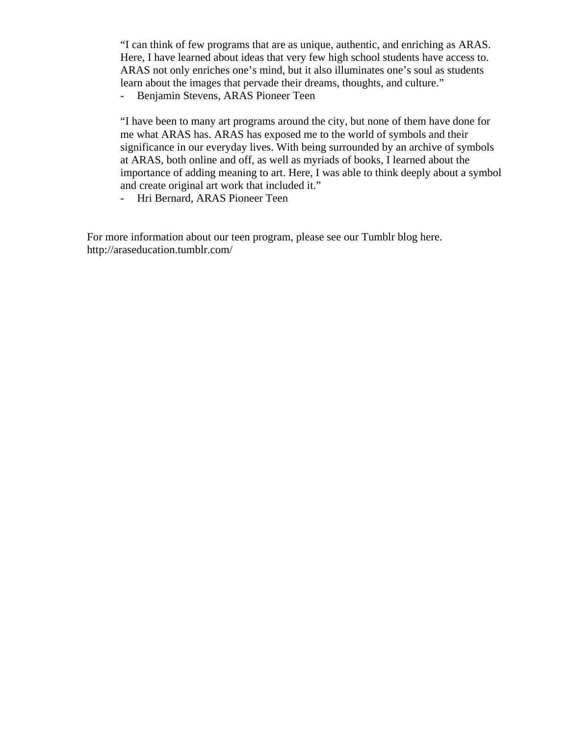"I can think of few programs that are as unique, authentic, and enriching as ARAS. Here, I have learned about ideas that very few high school students have access to. ARAS not only enriches one's mind, but it also illuminates one's soul as students learn about the images that pervade their dreams, thoughts, and culture."

- Benjamin Stevens, ARAS Pioneer Teen

"I have been to many art programs around the city, but none of them have done for me what ARAS has. ARAS has exposed me to the world of symbols and their significance in our everyday lives. With being surrounded by an archive of symbols at ARAS, both online and off, as well as myriads of books, I learned about the importance of adding meaning to art. Here, I was able to think deeply about a symbol and create original art work that included it."

- Hri Bernard, ARAS Pioneer Teen

For more information about our teen program, please see our Tumblr blog here.
http://araseducation.tumblr.com/